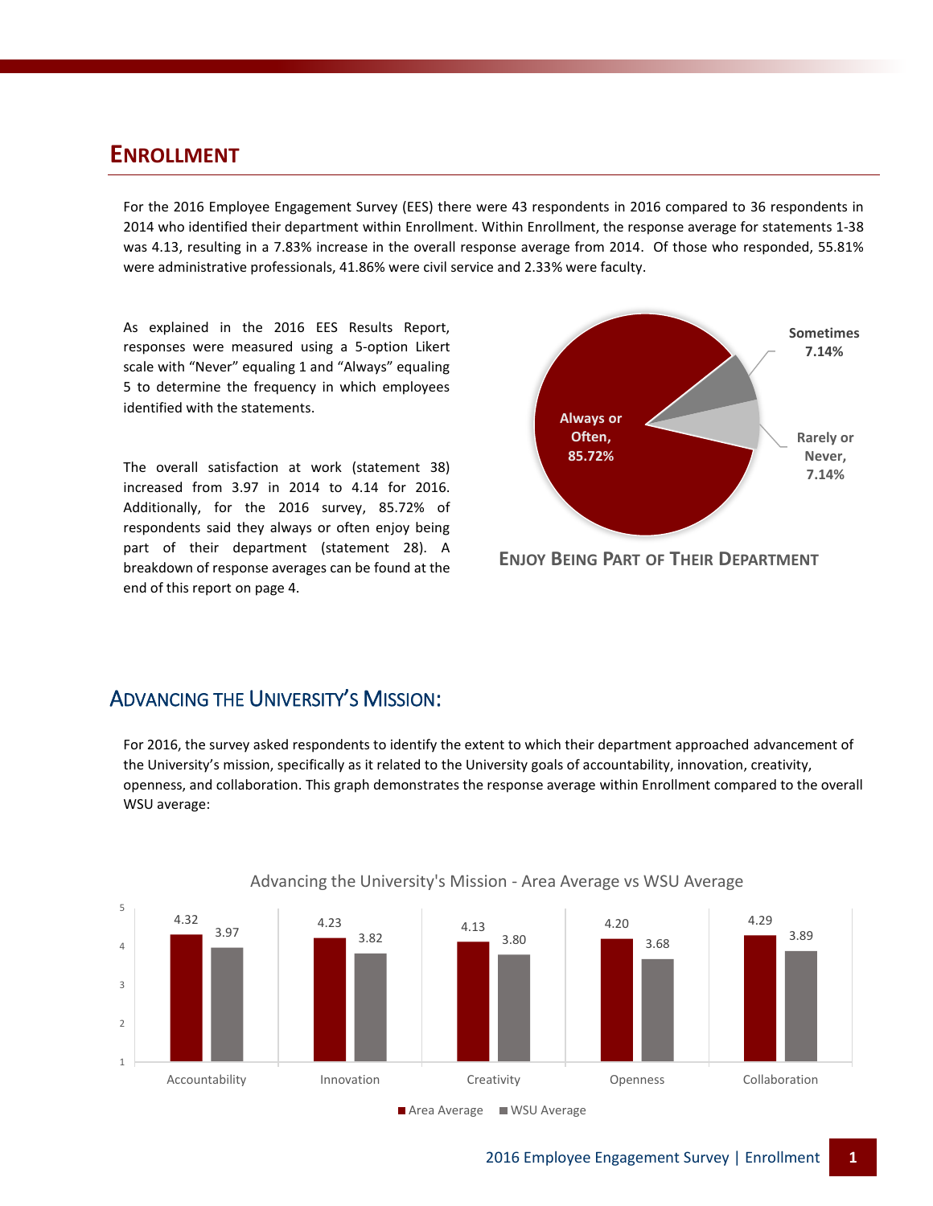## ENROLLMENT

For the 2016 Employee Engagement Survey (EES) there were 43 respondents in 2016 compared to 36 respondents in 2014 who identified their department within Enrollment. Within Enrollment, the response average for statements 1-38 was 4.13, resulting in a 7.83% increase in the overall response average from 2014. Of those who responded, 55.81% were administrative professionals, 41.86% were civil service and 2.33% were faculty.

As explained in the 2016 EES Results Report, responses were measured using a 5-option Likert scale with "Never" equaling 1 and "Always" equaling 5 to determine the frequency in which employees identified with the statements.

The overall satisfaction at work (statement 38) increased from 3.97 in 2014 to 4.14 for 2016. Additionally, for the 2016 survey, 85.72% of respondents said they always or often enjoy being part of their department (statement 28). A breakdown of response averages can be found at the end of this report on page 4.

| Response | Percent |
|---|---|
| Always or Often | 85.72% |
| Sometimes | 7.14% |
| Rarely or Never | 7.14% |

**ENJOY BEING PART OF THEIR DEPARTMENT**

## ADVANCING THE UNIVERSITY'S MISSION:

For 2016, the survey asked respondents to identify the extent to which their department approached advancement of the University's mission, specifically as it related to the University goals of accountability, innovation, creativity, openness, and collaboration. This graph demonstrates the response average within Enrollment compared to the overall WSU average:

**Advancing the University's Mission - Area Average vs WSU Average**

| | Area Average | WSU Average |
|---|---|---|
| Accountability | 4.32 | 3.97 |
| Innovation | 4.23 | 3.82 |
| Creativity | 4.13 | 3.80 |
| Openness | 4.20 | 3.68 |
| Collaboration | 4.29 | 3.89 |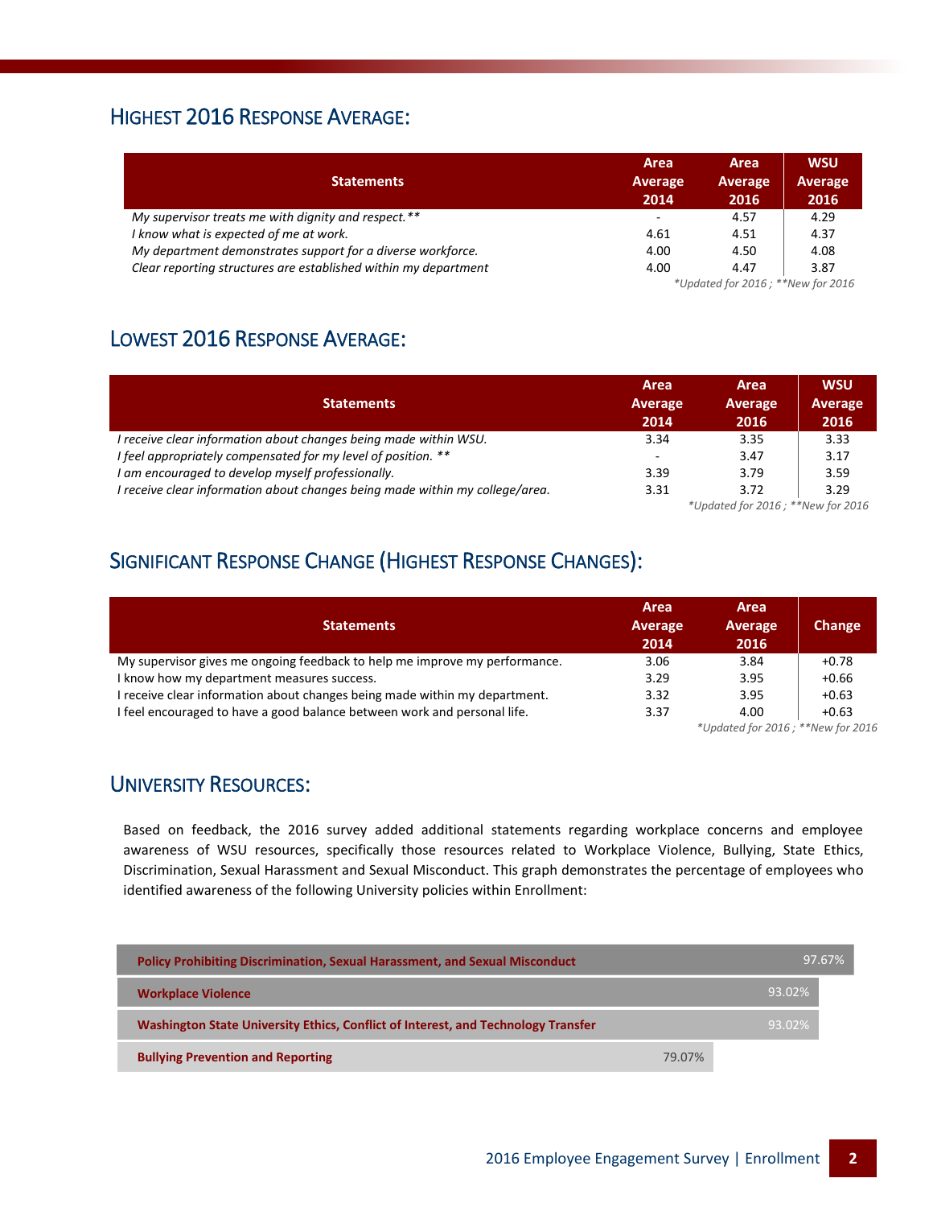## Highest 2016 Response Average:

| Statements | Area Average 2014 | Area Average 2016 | WSU Average 2016 |
|---|---|---|---|
| *My supervisor treats me with dignity and respect.\*\** | - | 4.57 | 4.29 |
| *I know what is expected of me at work.* | 4.61 | 4.51 | 4.37 |
| *My department demonstrates support for a diverse workforce.* | 4.00 | 4.50 | 4.08 |
| *Clear reporting structures are established within my department* | 4.00 | 4.47 | 3.87 |

*\*Updated for 2016 ; \*\*New for 2016*

## Lowest 2016 Response Average:

| Statements | Area Average 2014 | Area Average 2016 | WSU Average 2016 |
|---|---|---|---|
| *I receive clear information about changes being made within WSU.* | 3.34 | 3.35 | 3.33 |
| *I feel appropriately compensated for my level of position. \*\** | - | 3.47 | 3.17 |
| *I am encouraged to develop myself professionally.* | 3.39 | 3.79 | 3.59 |
| *I receive clear information about changes being made within my college/area.* | 3.31 | 3.72 | 3.29 |

*\*Updated for 2016 ; \*\*New for 2016*

## Significant Response Change (Highest Response Changes):

| Statements | Area Average 2014 | Area Average 2016 | Change |
|---|---|---|---|
| My supervisor gives me ongoing feedback to help me improve my performance. | 3.06 | 3.84 | +0.78 |
| I know how my department measures success. | 3.29 | 3.95 | +0.66 |
| I receive clear information about changes being made within my department. | 3.32 | 3.95 | +0.63 |
| I feel encouraged to have a good balance between work and personal life. | 3.37 | 4.00 | +0.63 |

*\*Updated for 2016 ; \*\*New for 2016*

## University Resources:

Based on feedback, the 2016 survey added additional statements regarding workplace concerns and employee awareness of WSU resources, specifically those resources related to Workplace Violence, Bullying, State Ethics, Discrimination, Sexual Harassment and Sexual Misconduct. This graph demonstrates the percentage of employees who identified awareness of the following University policies within Enrollment:

| Policy | Awareness |
|---|---|
| **Policy Prohibiting Discrimination, Sexual Harassment, and Sexual Misconduct** | 97.67% |
| **Workplace Violence** | 93.02% |
| **Washington State University Ethics, Conflict of Interest, and Technology Transfer** | 93.02% |
| **Bullying Prevention and Reporting** | 79.07% |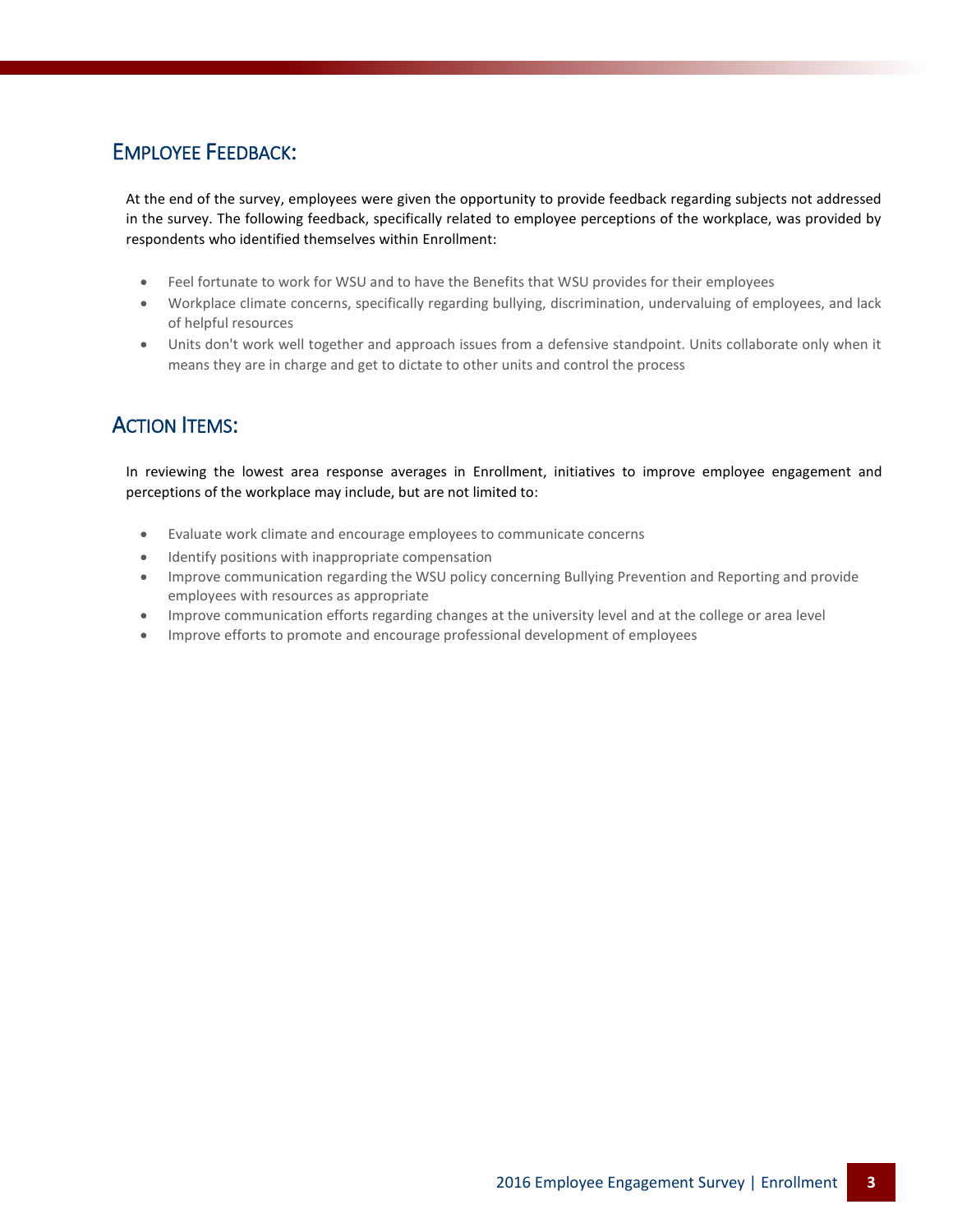## Employee Feedback:

At the end of the survey, employees were given the opportunity to provide feedback regarding subjects not addressed in the survey. The following feedback, specifically related to employee perceptions of the workplace, was provided by respondents who identified themselves within Enrollment:

- Feel fortunate to work for WSU and to have the Benefits that WSU provides for their employees
- Workplace climate concerns, specifically regarding bullying, discrimination, undervaluing of employees, and lack of helpful resources
- Units don't work well together and approach issues from a defensive standpoint. Units collaborate only when it means they are in charge and get to dictate to other units and control the process

## Action Items:

In reviewing the lowest area response averages in Enrollment, initiatives to improve employee engagement and perceptions of the workplace may include, but are not limited to:

- Evaluate work climate and encourage employees to communicate concerns
- Identify positions with inappropriate compensation
- Improve communication regarding the WSU policy concerning Bullying Prevention and Reporting and provide employees with resources as appropriate
- Improve communication efforts regarding changes at the university level and at the college or area level
- Improve efforts to promote and encourage professional development of employees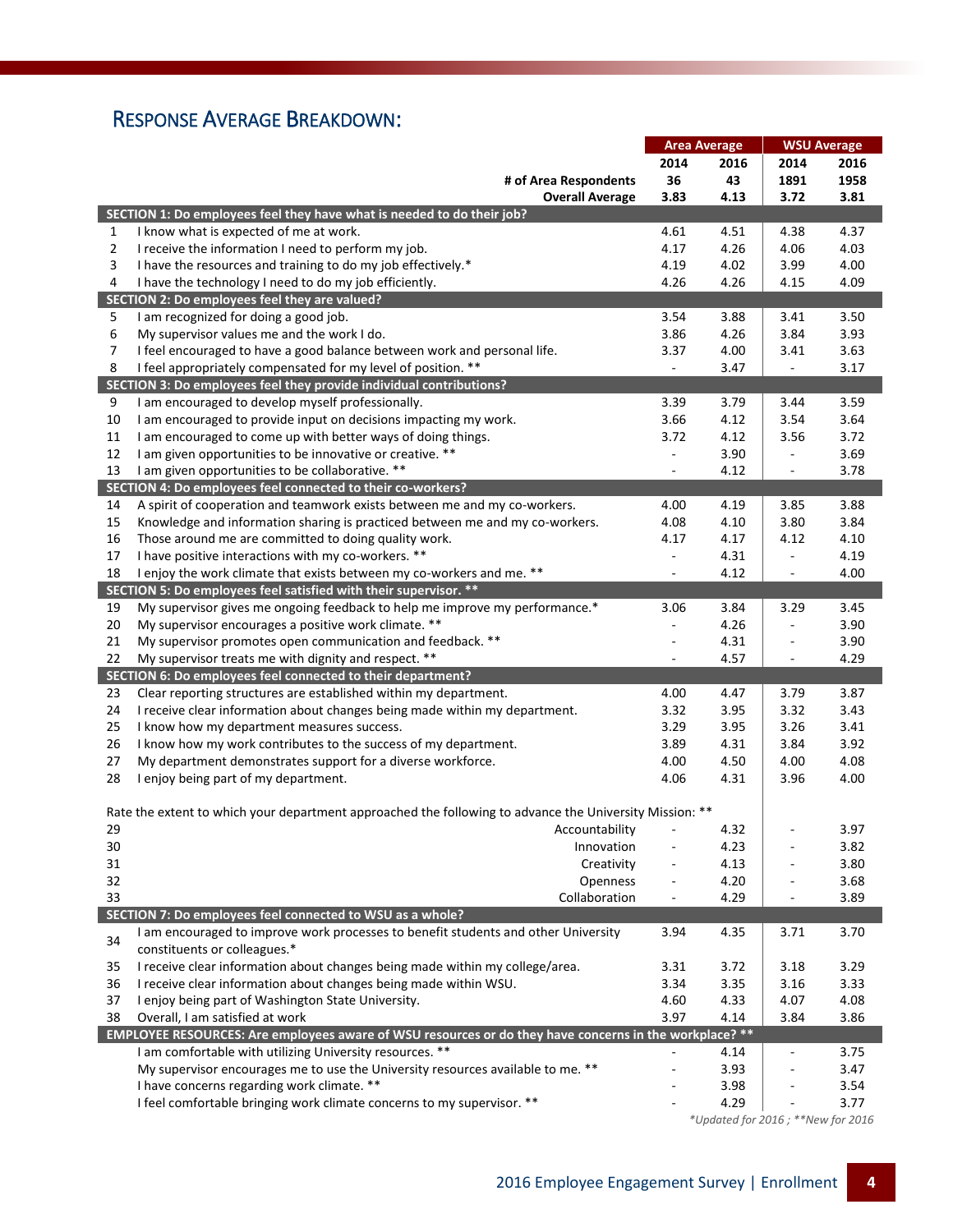## Response Average Breakdown:

| | | Area Average | | WSU Average | |
|---|---|---|---|---|---|
| | | 2014 | 2016 | 2014 | 2016 |
| | # of Area Respondents | 36 | 43 | 1891 | 1958 |
| | Overall Average | 3.83 | 4.13 | 3.72 | 3.81 |
| **SECTION 1: Do employees feel they have what is needed to do their job?** | | | | | |
| 1 | I know what is expected of me at work. | 4.61 | 4.51 | 4.38 | 4.37 |
| 2 | I receive the information I need to perform my job. | 4.17 | 4.26 | 4.06 | 4.03 |
| 3 | I have the resources and training to do my job effectively.* | 4.19 | 4.02 | 3.99 | 4.00 |
| 4 | I have the technology I need to do my job efficiently. | 4.26 | 4.26 | 4.15 | 4.09 |
| **SECTION 2: Do employees feel they are valued?** | | | | | |
| 5 | I am recognized for doing a good job. | 3.54 | 3.88 | 3.41 | 3.50 |
| 6 | My supervisor values me and the work I do. | 3.86 | 4.26 | 3.84 | 3.93 |
| 7 | I feel encouraged to have a good balance between work and personal life. | 3.37 | 4.00 | 3.41 | 3.63 |
| 8 | I feel appropriately compensated for my level of position. ** | - | 3.47 | - | 3.17 |
| **SECTION 3: Do employees feel they provide individual contributions?** | | | | | |
| 9 | I am encouraged to develop myself professionally. | 3.39 | 3.79 | 3.44 | 3.59 |
| 10 | I am encouraged to provide input on decisions impacting my work. | 3.66 | 4.12 | 3.54 | 3.64 |
| 11 | I am encouraged to come up with better ways of doing things. | 3.72 | 4.12 | 3.56 | 3.72 |
| 12 | I am given opportunities to be innovative or creative. ** | - | 3.90 | - | 3.69 |
| 13 | I am given opportunities to be collaborative. ** | - | 4.12 | - | 3.78 |
| **SECTION 4: Do employees feel connected to their co-workers?** | | | | | |
| 14 | A spirit of cooperation and teamwork exists between me and my co-workers. | 4.00 | 4.19 | 3.85 | 3.88 |
| 15 | Knowledge and information sharing is practiced between me and my co-workers. | 4.08 | 4.10 | 3.80 | 3.84 |
| 16 | Those around me are committed to doing quality work. | 4.17 | 4.17 | 4.12 | 4.10 |
| 17 | I have positive interactions with my co-workers. ** | - | 4.31 | - | 4.19 |
| 18 | I enjoy the work climate that exists between my co-workers and me. ** | - | 4.12 | - | 4.00 |
| **SECTION 5: Do employees feel satisfied with their supervisor. \*\*** | | | | | |
| 19 | My supervisor gives me ongoing feedback to help me improve my performance.* | 3.06 | 3.84 | 3.29 | 3.45 |
| 20 | My supervisor encourages a positive work climate. ** | - | 4.26 | - | 3.90 |
| 21 | My supervisor promotes open communication and feedback. ** | - | 4.31 | - | 3.90 |
| 22 | My supervisor treats me with dignity and respect. ** | - | 4.57 | - | 4.29 |
| **SECTION 6: Do employees feel connected to their department?** | | | | | |
| 23 | Clear reporting structures are established within my department. | 4.00 | 4.47 | 3.79 | 3.87 |
| 24 | I receive clear information about changes being made within my department. | 3.32 | 3.95 | 3.32 | 3.43 |
| 25 | I know how my department measures success. | 3.29 | 3.95 | 3.26 | 3.41 |
| 26 | I know how my work contributes to the success of my department. | 3.89 | 4.31 | 3.84 | 3.92 |
| 27 | My department demonstrates support for a diverse workforce. | 4.00 | 4.50 | 4.00 | 4.08 |
| 28 | I enjoy being part of my department. | 4.06 | 4.31 | 3.96 | 4.00 |
| | Rate the extent to which your department approached the following to advance the University Mission: ** | | | | |
| 29 | Accountability | - | 4.32 | - | 3.97 |
| 30 | Innovation | - | 4.23 | - | 3.82 |
| 31 | Creativity | - | 4.13 | - | 3.80 |
| 32 | Openness | - | 4.20 | - | 3.68 |
| 33 | Collaboration | - | 4.29 | - | 3.89 |
| **SECTION 7: Do employees feel connected to WSU as a whole?** | | | | | |
| 34 | I am encouraged to improve work processes to benefit students and other University constituents or colleagues.* | 3.94 | 4.35 | 3.71 | 3.70 |
| 35 | I receive clear information about changes being made within my college/area. | 3.31 | 3.72 | 3.18 | 3.29 |
| 36 | I receive clear information about changes being made within WSU. | 3.34 | 3.35 | 3.16 | 3.33 |
| 37 | I enjoy being part of Washington State University. | 4.60 | 4.33 | 4.07 | 4.08 |
| 38 | Overall, I am satisfied at work | 3.97 | 4.14 | 3.84 | 3.86 |
| **EMPLOYEE RESOURCES: Are employees aware of WSU resources or do they have concerns in the workplace? \*\*** | | | | | |
| | I am comfortable with utilizing University resources. ** | - | 4.14 | - | 3.75 |
| | My supervisor encourages me to use the University resources available to me. ** | - | 3.93 | - | 3.47 |
| | I have concerns regarding work climate. ** | - | 3.98 | - | 3.54 |
| | I feel comfortable bringing work climate concerns to my supervisor. ** | - | 4.29 | - | 3.77 |

*\*Updated for 2016 ; \*\*New for 2016*